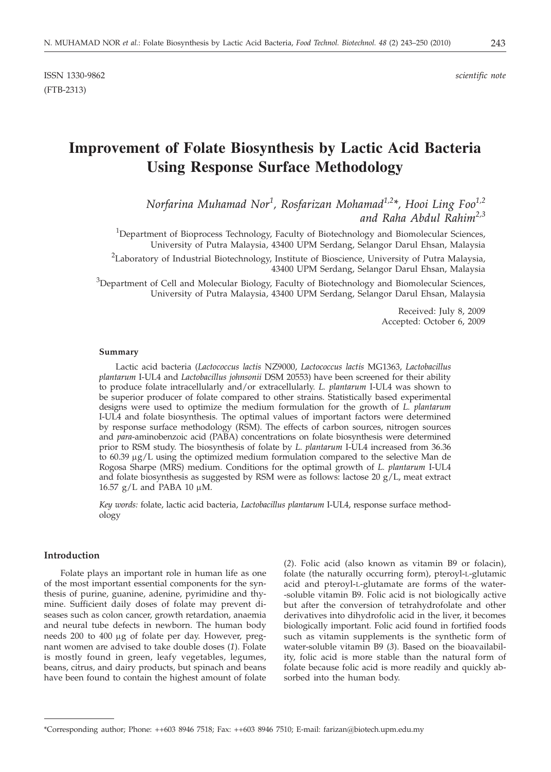ISSN 1330-9862 *scientific note*

(FTB-2313)

# Improvement of Folate Biosynthesis by Lactic Acid Bacteria Using Response Surface Methodology

*Norfarina Muhamad Nor*[1], *Rosfarizan Mohamad*[1,2]*, *Hooi Ling Foo*[1,2] *and Raha Abdul Rahim*[2,3]

[1]Department of Bioprocess Technology, Faculty of Biotechnology and Biomolecular Sciences, University of Putra Malaysia, 43400 UPM Serdang, Selangor Darul Ehsan, Malaysia

[2]Laboratory of Industrial Biotechnology, Institute of Bioscience, University of Putra Malaysia, 43400 UPM Serdang, Selangor Darul Ehsan, Malaysia

[3]Department of Cell and Molecular Biology, Faculty of Biotechnology and Biomolecular Sciences, University of Putra Malaysia, 43400 UPM Serdang, Selangor Darul Ehsan, Malaysia

Received: July 8, 2009
Accepted: October 6, 2009

### Summary

Lactic acid bacteria (*Lactococcus lactis* NZ9000, *Lactococcus lactis* MG1363, *Lactobacillus plantarum* I-UL4 and *Lactobacillus johnsonii* DSM 20553) have been screened for their ability to produce folate intracellularly and/or extracellularly. *L. plantarum* I-UL4 was shown to be superior producer of folate compared to other strains. Statistically based experimental designs were used to optimize the medium formulation for the growth of *L. plantarum* I-UL4 and folate biosynthesis. The optimal values of important factors were determined by response surface methodology (RSM). The effects of carbon sources, nitrogen sources and *para*-aminobenzoic acid (PABA) concentrations on folate biosynthesis were determined prior to RSM study. The biosynthesis of folate by *L. plantarum* I-UL4 increased from 36.36 to 60.39 μg/L using the optimized medium formulation compared to the selective Man de Rogosa Sharpe (MRS) medium. Conditions for the optimal growth of *L. plantarum* I-UL4 and folate biosynthesis as suggested by RSM were as follows: lactose 20 g/L, meat extract 16.57 g/L and PABA 10 μM.

*Key words:* folate, lactic acid bacteria, *Lactobacillus plantarum* I-UL4, response surface methodology

## Introduction

Folate plays an important role in human life as one of the most important essential components for the synthesis of purine, guanine, adenine, pyrimidine and thymine. Sufficient daily doses of folate may prevent diseases such as colon cancer, growth retardation, anaemia and neural tube defects in newborn. The human body needs 200 to 400 μg of folate per day. However, pregnant women are advised to take double doses (*1*). Folate is mostly found in green, leafy vegetables, legumes, beans, citrus, and dairy products, but spinach and beans have been found to contain the highest amount of folate (*2*). Folic acid (also known as vitamin B9 or folacin), folate (the naturally occurring form), pteroyl-L-glutamic acid and pteroyl-L-glutamate are forms of the water-soluble vitamin B9. Folic acid is not biologically active but after the conversion of tetrahydrofolate and other derivatives into dihydrofolic acid in the liver, it becomes biologically important. Folic acid found in fortified foods such as vitamin supplements is the synthetic form of water-soluble vitamin B9 (*3*). Based on the bioavailability, folic acid is more stable than the natural form of folate because folic acid is more readily and quickly absorbed into the human body.

*Corresponding author; Phone: ++603 8946 7518; Fax: ++603 8946 7510; E-mail: farizan@biotech.upm.edu.my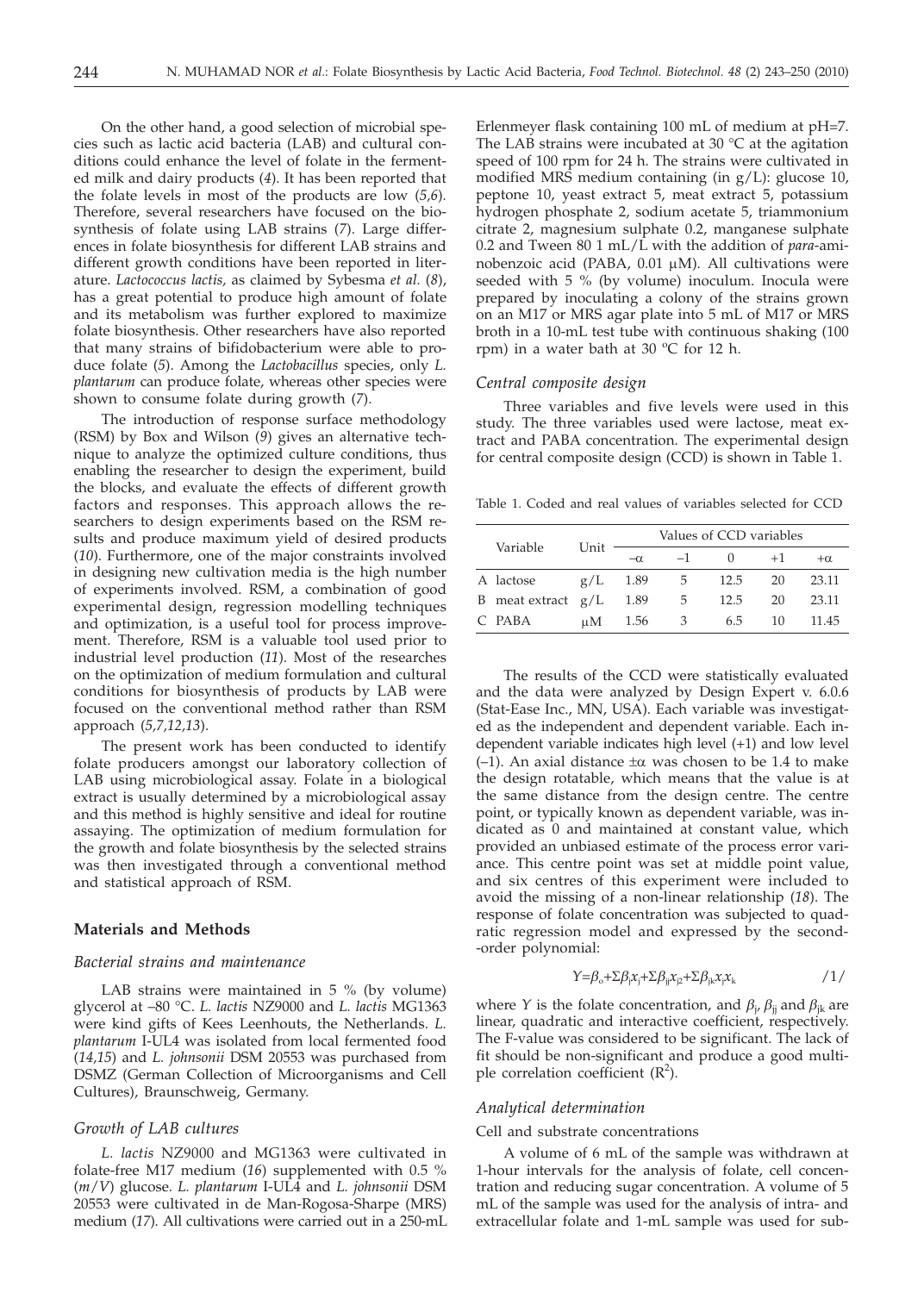On the other hand, a good selection of microbial species such as lactic acid bacteria (LAB) and cultural conditions could enhance the level of folate in the fermented milk and dairy products (*4*). It has been reported that the folate levels in most of the products are low (*5,6*). Therefore, several researchers have focused on the biosynthesis of folate using LAB strains (*7*). Large differences in folate biosynthesis for different LAB strains and different growth conditions have been reported in literature. *Lactococcus lactis,* as claimed by Sybesma *et al.* (*8*), has a great potential to produce high amount of folate and its metabolism was further explored to maximize folate biosynthesis. Other researchers have also reported that many strains of bifidobacterium were able to produce folate (*5*). Among the *Lactobacillus* species, only *L. plantarum* can produce folate, whereas other species were shown to consume folate during growth (*7*).

The introduction of response surface methodology (RSM) by Box and Wilson (*9*) gives an alternative technique to analyze the optimized culture conditions, thus enabling the researcher to design the experiment, build the blocks, and evaluate the effects of different growth factors and responses. This approach allows the researchers to design experiments based on the RSM results and produce maximum yield of desired products (*10*). Furthermore, one of the major constraints involved in designing new cultivation media is the high number of experiments involved. RSM, a combination of good experimental design, regression modelling techniques and optimization, is a useful tool for process improvement. Therefore, RSM is a valuable tool used prior to industrial level production (*11*). Most of the researches on the optimization of medium formulation and cultural conditions for biosynthesis of products by LAB were focused on the conventional method rather than RSM approach (*5,7,12,13*).

The present work has been conducted to identify folate producers amongst our laboratory collection of LAB using microbiological assay. Folate in a biological extract is usually determined by a microbiological assay and this method is highly sensitive and ideal for routine assaying. The optimization of medium formulation for the growth and folate biosynthesis by the selected strains was then investigated through a conventional method and statistical approach of RSM.

## Materials and Methods

### *Bacterial strains and maintenance*

LAB strains were maintained in 5 % (by volume) glycerol at –80 °C. *L. lactis* NZ9000 and *L. lactis* MG1363 were kind gifts of Kees Leenhouts, the Netherlands. *L. plantarum* I-UL4 was isolated from local fermented food (*14,15*) and *L. johnsonii* DSM 20553 was purchased from DSMZ (German Collection of Microorganisms and Cell Cultures), Braunschweig, Germany.

### *Growth of LAB cultures*

*L. lactis* NZ9000 and MG1363 were cultivated in folate-free M17 medium (*16*) supplemented with 0.5 % (*m/V*) glucose. *L. plantarum* I-UL4 and *L. johnsonii* DSM 20553 were cultivated in de Man-Rogosa-Sharpe (MRS) medium (*17*). All cultivations were carried out in a 250-mL Erlenmeyer flask containing 100 mL of medium at pH=7. The LAB strains were incubated at 30 °C at the agitation speed of 100 rpm for 24 h. The strains were cultivated in modified MRS medium containing (in g/L): glucose 10, peptone 10, yeast extract 5, meat extract 5, potassium hydrogen phosphate 2, sodium acetate 5, triammonium citrate 2, magnesium sulphate 0.2, manganese sulphate 0.2 and Tween 80 1 mL/L with the addition of *para*-aminobenzoic acid (PABA, 0.01 μM). All cultivations were seeded with 5 % (by volume) inoculum. Inocula were prepared by inoculating a colony of the strains grown on an M17 or MRS agar plate into 5 mL of M17 or MRS broth in a 10-mL test tube with continuous shaking (100 rpm) in a water bath at 30 ºC for 12 h.

### *Central composite design*

Three variables and five levels were used in this study. The three variables used were lactose, meat extract and PABA concentration. The experimental design for central composite design (CCD) is shown in Table 1.

Table 1. Coded and real values of variables selected for CCD

| Variable | Unit | Values of CCD variables | | | | |
|---|---|---|---|---|---|---|
| | | $-\alpha$ | $-1$ | $0$ | $+1$ | $+\alpha$ |
| A lactose | g/L | 1.89 | 5 | 12.5 | 20 | 23.11 |
| B meat extract | g/L | 1.89 | 5 | 12.5 | 20 | 23.11 |
| C PABA | μM | 1.56 | 3 | 6.5 | 10 | 11.45 |

The results of the CCD were statistically evaluated and the data were analyzed by Design Expert v. 6.0.6 (Stat-Ease Inc., MN, USA). Each variable was investigated as the independent and dependent variable. Each independent variable indicates high level (+1) and low level (–1). An axial distance $\pm\alpha$ was chosen to be 1.4 to make the design rotatable, which means that the value is at the same distance from the design centre. The centre point, or typically known as dependent variable, was indicated as 0 and maintained at constant value, which provided an unbiased estimate of the process error variance. This centre point was set at middle point value, and six centres of this experiment were included to avoid the missing of a non-linear relationship (*18*). The response of folate concentration was subjected to quadratic regression model and expressed by the second-order polynomial:

$$Y=\beta_o+\Sigma\beta_i x_i+\Sigma\beta_{ii} x_{i2}+\Sigma\beta_{jk} x_j x_k \qquad /1/$$

where $Y$ is the folate concentration, and $\beta_i$, $\beta_{ii}$ and $\beta_{jk}$ are linear, quadratic and interactive coefficient, respectively. The F-value was considered to be significant. The lack of fit should be non-significant and produce a good multiple correlation coefficient ($R^2$).

### *Analytical determination*

Cell and substrate concentrations

A volume of 6 mL of the sample was withdrawn at 1-hour intervals for the analysis of folate, cell concentration and reducing sugar concentration. A volume of 5 mL of the sample was used for the analysis of intra- and extracellular folate and 1-mL sample was used for sub-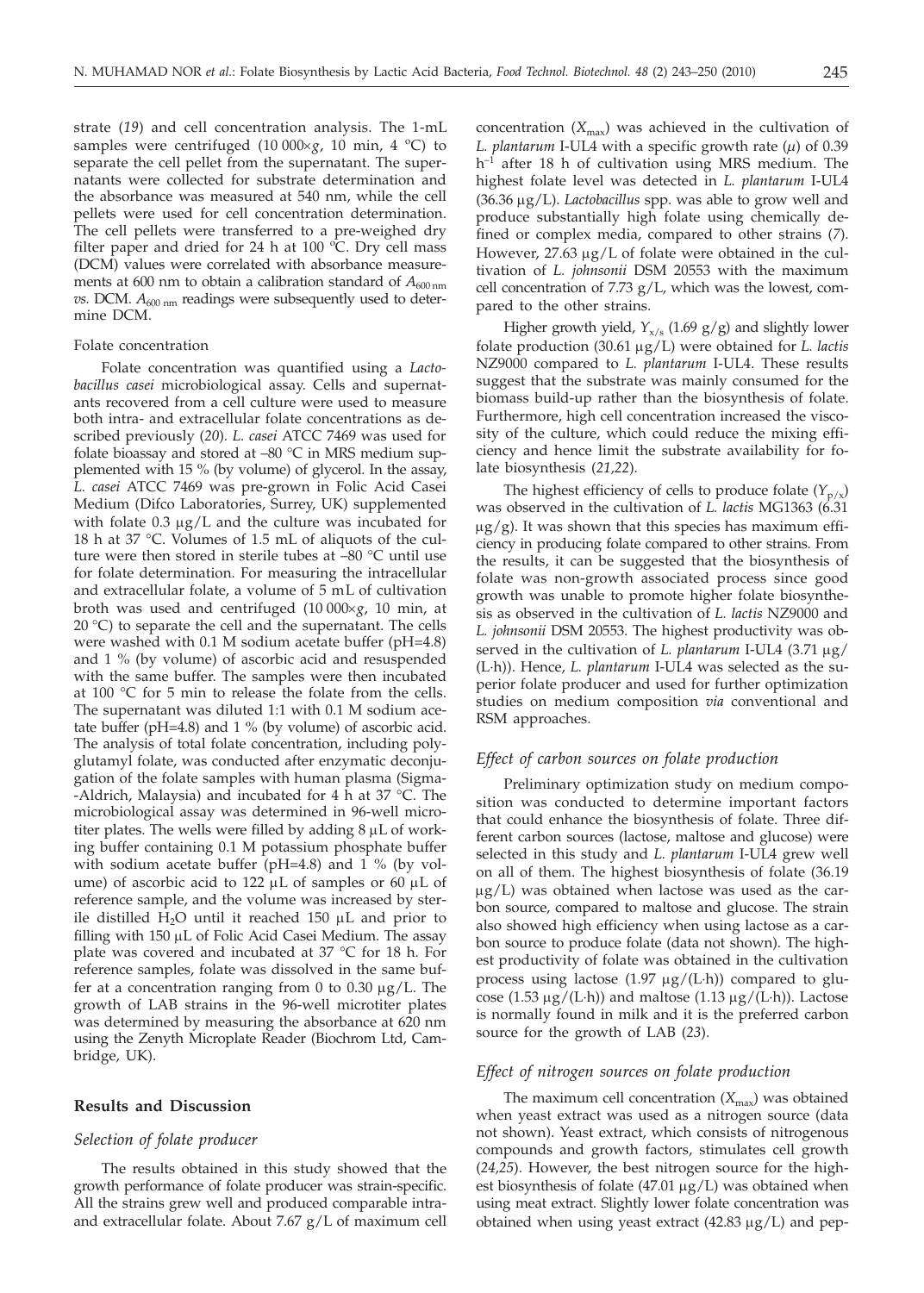strate (*19*) and cell concentration analysis. The 1-mL samples were centrifuged (10 000×*g*, 10 min, 4 °C) to separate the cell pellet from the supernatant. The supernatants were collected for substrate determination and the absorbance was measured at 540 nm, while the cell pellets were used for cell concentration determination. The cell pellets were transferred to a pre-weighed dry filter paper and dried for 24 h at 100 °C. Dry cell mass (DCM) values were correlated with absorbance measurements at 600 nm to obtain a calibration standard of $A_{600\,nm}$ *vs.* DCM. $A_{600\,nm}$ readings were subsequently used to determine DCM.

#### Folate concentration

Folate concentration was quantified using a *Lactobacillus casei* microbiological assay. Cells and supernatants recovered from a cell culture were used to measure both intra- and extracellular folate concentrations as described previously (*20*). *L. casei* ATCC 7469 was used for folate bioassay and stored at –80 °C in MRS medium supplemented with 15 % (by volume) of glycerol. In the assay, *L. casei* ATCC 7469 was pre-grown in Folic Acid Casei Medium (Difco Laboratories, Surrey, UK) supplemented with folate 0.3 μg/L and the culture was incubated for 18 h at 37 °C. Volumes of 1.5 mL of aliquots of the culture were then stored in sterile tubes at –80 °C until use for folate determination. For measuring the intracellular and extracellular folate, a volume of 5 mL of cultivation broth was used and centrifuged (10 000×*g*, 10 min, at 20 °C) to separate the cell and the supernatant. The cells were washed with 0.1 M sodium acetate buffer (pH=4.8) and 1 % (by volume) of ascorbic acid and resuspended with the same buffer. The samples were then incubated at 100 °C for 5 min to release the folate from the cells. The supernatant was diluted 1:1 with 0.1 M sodium acetate buffer (pH=4.8) and 1 % (by volume) of ascorbic acid. The analysis of total folate concentration, including polyglutamyl folate, was conducted after enzymatic deconjugation of the folate samples with human plasma (Sigma-Aldrich, Malaysia) and incubated for 4 h at 37 °C. The microbiological assay was determined in 96-well microtiter plates. The wells were filled by adding 8 μL of working buffer containing 0.1 M potassium phosphate buffer with sodium acetate buffer (pH=4.8) and 1 % (by volume) of ascorbic acid to 122 μL of samples or 60 μL of reference sample, and the volume was increased by sterile distilled $H_2O$ until it reached 150 μL and prior to filling with 150 μL of Folic Acid Casei Medium. The assay plate was covered and incubated at 37 °C for 18 h. For reference samples, folate was dissolved in the same buffer at a concentration ranging from 0 to 0.30 μg/L. The growth of LAB strains in the 96-well microtiter plates was determined by measuring the absorbance at 620 nm using the Zenyth Microplate Reader (Biochrom Ltd, Cambridge, UK).

## Results and Discussion

### *Selection of folate producer*

The results obtained in this study showed that the growth performance of folate producer was strain-specific. All the strains grew well and produced comparable intra- and extracellular folate. About 7.67 g/L of maximum cell concentration ($X_{max}$) was achieved in the cultivation of *L. plantarum* I-UL4 with a specific growth rate ($\mu$) of 0.39 $h^{-1}$ after 18 h of cultivation using MRS medium. The highest folate level was detected in *L. plantarum* I-UL4 (36.36 μg/L). *Lactobacillus* spp. was able to grow well and produce substantially high folate using chemically defined or complex media, compared to other strains (*7*). However, 27.63 μg/L of folate were obtained in the cultivation of *L. johnsonii* DSM 20553 with the maximum cell concentration of 7.73 g/L, which was the lowest, compared to the other strains.

Higher growth yield, $Y_{x/s}$ (1.69 g/g) and slightly lower folate production (30.61 μg/L) were obtained for *L. lactis* NZ9000 compared to *L. plantarum* I-UL4. These results suggest that the substrate was mainly consumed for the biomass build-up rather than the biosynthesis of folate. Furthermore, high cell concentration increased the viscosity of the culture, which could reduce the mixing efficiency and hence limit the substrate availability for folate biosynthesis (*21,22*).

The highest efficiency of cells to produce folate ($Y_{p/x}$) was observed in the cultivation of *L. lactis* MG1363 (6.31 μg/g). It was shown that this species has maximum efficiency in producing folate compared to other strains. From the results, it can be suggested that the biosynthesis of folate was non-growth associated process since good growth was unable to promote higher folate biosynthesis as observed in the cultivation of *L. lactis* NZ9000 and *L. johnsonii* DSM 20553. The highest productivity was observed in the cultivation of *L. plantarum* I-UL4 (3.71 μg/(L·h)). Hence, *L. plantarum* I-UL4 was selected as the superior folate producer and used for further optimization studies on medium composition *via* conventional and RSM approaches.

### *Effect of carbon sources on folate production*

Preliminary optimization study on medium composition was conducted to determine important factors that could enhance the biosynthesis of folate. Three different carbon sources (lactose, maltose and glucose) were selected in this study and *L. plantarum* I-UL4 grew well on all of them. The highest biosynthesis of folate (36.19 μg/L) was obtained when lactose was used as the carbon source, compared to maltose and glucose. The strain also showed high efficiency when using lactose as a carbon source to produce folate (data not shown). The highest productivity of folate was obtained in the cultivation process using lactose (1.97 μg/(L·h)) compared to glucose (1.53 μg/(L·h)) and maltose (1.13 μg/(L·h)). Lactose is normally found in milk and it is the preferred carbon source for the growth of LAB (*23*).

### *Effect of nitrogen sources on folate production*

The maximum cell concentration ($X_{max}$) was obtained when yeast extract was used as a nitrogen source (data not shown). Yeast extract, which consists of nitrogenous compounds and growth factors, stimulates cell growth (*24,25*). However, the best nitrogen source for the highest biosynthesis of folate (47.01 μg/L) was obtained when using meat extract. Slightly lower folate concentration was obtained when using yeast extract (42.83 μg/L) and pep-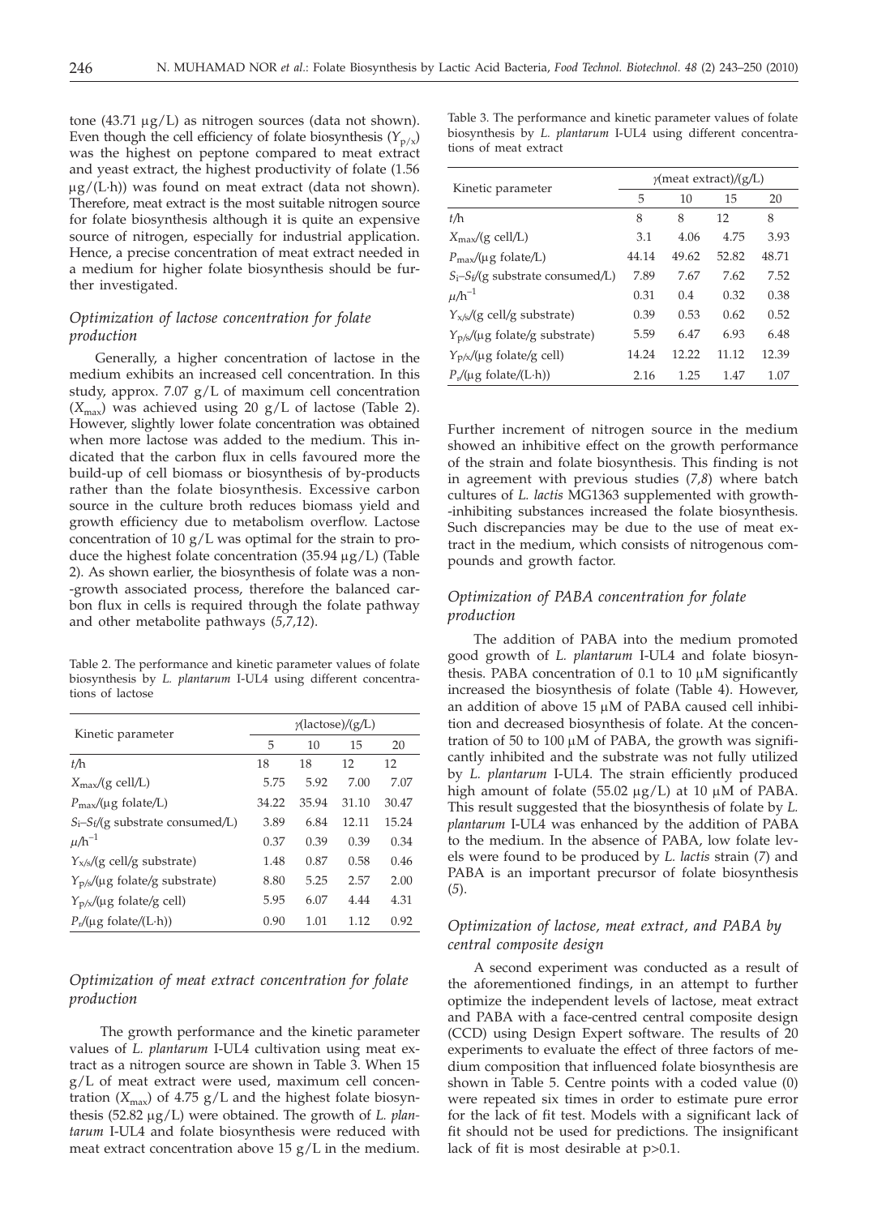tone (43.71 µg/L) as nitrogen sources (data not shown). Even though the cell efficiency of folate biosynthesis ($Y_{p/x}$) was the highest on peptone compared to meat extract and yeast extract, the highest productivity of folate (1.56 µg/(L·h)) was found on meat extract (data not shown). Therefore, meat extract is the most suitable nitrogen source for folate biosynthesis although it is quite an expensive source of nitrogen, especially for industrial application. Hence, a precise concentration of meat extract needed in a medium for higher folate biosynthesis should be further investigated.

### *Optimization of lactose concentration for folate production*

Generally, a higher concentration of lactose in the medium exhibits an increased cell concentration. In this study, approx. 7.07 g/L of maximum cell concentration ($X_{max}$) was achieved using 20 g/L of lactose (Table 2). However, slightly lower folate concentration was obtained when more lactose was added to the medium. This indicated that the carbon flux in cells favoured more the build-up of cell biomass or biosynthesis of by-products rather than the folate biosynthesis. Excessive carbon source in the culture broth reduces biomass yield and growth efficiency due to metabolism overflow. Lactose concentration of 10 g/L was optimal for the strain to produce the highest folate concentration (35.94 µg/L) (Table 2). As shown earlier, the biosynthesis of folate was a non-growth associated process, therefore the balanced carbon flux in cells is required through the folate pathway and other metabolite pathways (*5,7,12*).

Table 2. The performance and kinetic parameter values of folate biosynthesis by *L. plantarum* I-UL4 using different concentrations of lactose

| Kinetic parameter | γ(lactose)/(g/L) | | | |
|---|---|---|---|---|
| | 5 | 10 | 15 | 20 |
| $t$/h | 18 | 18 | 12 | 12 |
| $X_{max}$/(g cell/L) | 5.75 | 5.92 | 7.00 | 7.07 |
| $P_{max}$/(µg folate/L) | 34.22 | 35.94 | 31.10 | 30.47 |
| $S_i$–$S_f$/(g substrate consumed/L) | 3.89 | 6.84 | 12.11 | 15.24 |
| $\mu$/h$^{-1}$ | 0.37 | 0.39 | 0.39 | 0.34 |
| $Y_{x/s}$/(g cell/g substrate) | 1.48 | 0.87 | 0.58 | 0.46 |
| $Y_{p/s}$/(µg folate/g substrate) | 8.80 | 5.25 | 2.57 | 2.00 |
| $Y_{p/x}$/(µg folate/g cell) | 5.95 | 6.07 | 4.44 | 4.31 |
| $P_r$/(µg folate/(L·h)) | 0.90 | 1.01 | 1.12 | 0.92 |

### *Optimization of meat extract concentration for folate production*

The growth performance and the kinetic parameter values of *L. plantarum* I-UL4 cultivation using meat extract as a nitrogen source are shown in Table 3. When 15 g/L of meat extract were used, maximum cell concentration ($X_{max}$) of 4.75 g/L and the highest folate biosynthesis (52.82 µg/L) were obtained. The growth of *L. plantarum* I-UL4 and folate biosynthesis were reduced with meat extract concentration above 15 g/L in the medium.

Table 3. The performance and kinetic parameter values of folate biosynthesis by *L. plantarum* I-UL4 using different concentrations of meat extract

| Kinetic parameter | γ(meat extract)/(g/L) | | | |
|---|---|---|---|---|
| | 5 | 10 | 15 | 20 |
| $t$/h | 8 | 8 | 12 | 8 |
| $X_{max}$/(g cell/L) | 3.1 | 4.06 | 4.75 | 3.93 |
| $P_{max}$/(µg folate/L) | 44.14 | 49.62 | 52.82 | 48.71 |
| $S_i$–$S_f$/(g substrate consumed/L) | 7.89 | 7.67 | 7.62 | 7.52 |
| $\mu$/h$^{-1}$ | 0.31 | 0.4 | 0.32 | 0.38 |
| $Y_{x/s}$/(g cell/g substrate) | 0.39 | 0.53 | 0.62 | 0.52 |
| $Y_{p/s}$/(µg folate/g substrate) | 5.59 | 6.47 | 6.93 | 6.48 |
| $Y_{p/x}$/(µg folate/g cell) | 14.24 | 12.22 | 11.12 | 12.39 |
| $P_r$/(µg folate/(L·h)) | 2.16 | 1.25 | 1.47 | 1.07 |

Further increment of nitrogen source in the medium showed an inhibitive effect on the growth performance of the strain and folate biosynthesis. This finding is not in agreement with previous studies (*7,8*) where batch cultures of *L. lactis* MG1363 supplemented with growth-inhibiting substances increased the folate biosynthesis. Such discrepancies may be due to the use of meat extract in the medium, which consists of nitrogenous compounds and growth factor.

### *Optimization of PABA concentration for folate production*

The addition of PABA into the medium promoted good growth of *L. plantarum* I-UL4 and folate biosynthesis. PABA concentration of 0.1 to 10 µM significantly increased the biosynthesis of folate (Table 4). However, an addition of above 15 µM of PABA caused cell inhibition and decreased biosynthesis of folate. At the concentration of 50 to 100 µM of PABA, the growth was significantly inhibited and the substrate was not fully utilized by *L. plantarum* I-UL4. The strain efficiently produced high amount of folate (55.02 µg/L) at 10 µM of PABA. This result suggested that the biosynthesis of folate by *L. plantarum* I-UL4 was enhanced by the addition of PABA to the medium. In the absence of PABA, low folate levels were found to be produced by *L. lactis* strain (*7*) and PABA is an important precursor of folate biosynthesis (*5*).

### *Optimization of lactose, meat extract, and PABA by central composite design*

A second experiment was conducted as a result of the aforementioned findings, in an attempt to further optimize the independent levels of lactose, meat extract and PABA with a face-centred central composite design (CCD) using Design Expert software. The results of 20 experiments to evaluate the effect of three factors of medium composition that influenced folate biosynthesis are shown in Table 5. Centre points with a coded value (0) were repeated six times in order to estimate pure error for the lack of fit test. Models with a significant lack of fit should not be used for predictions. The insignificant lack of fit is most desirable at $p>0.1$.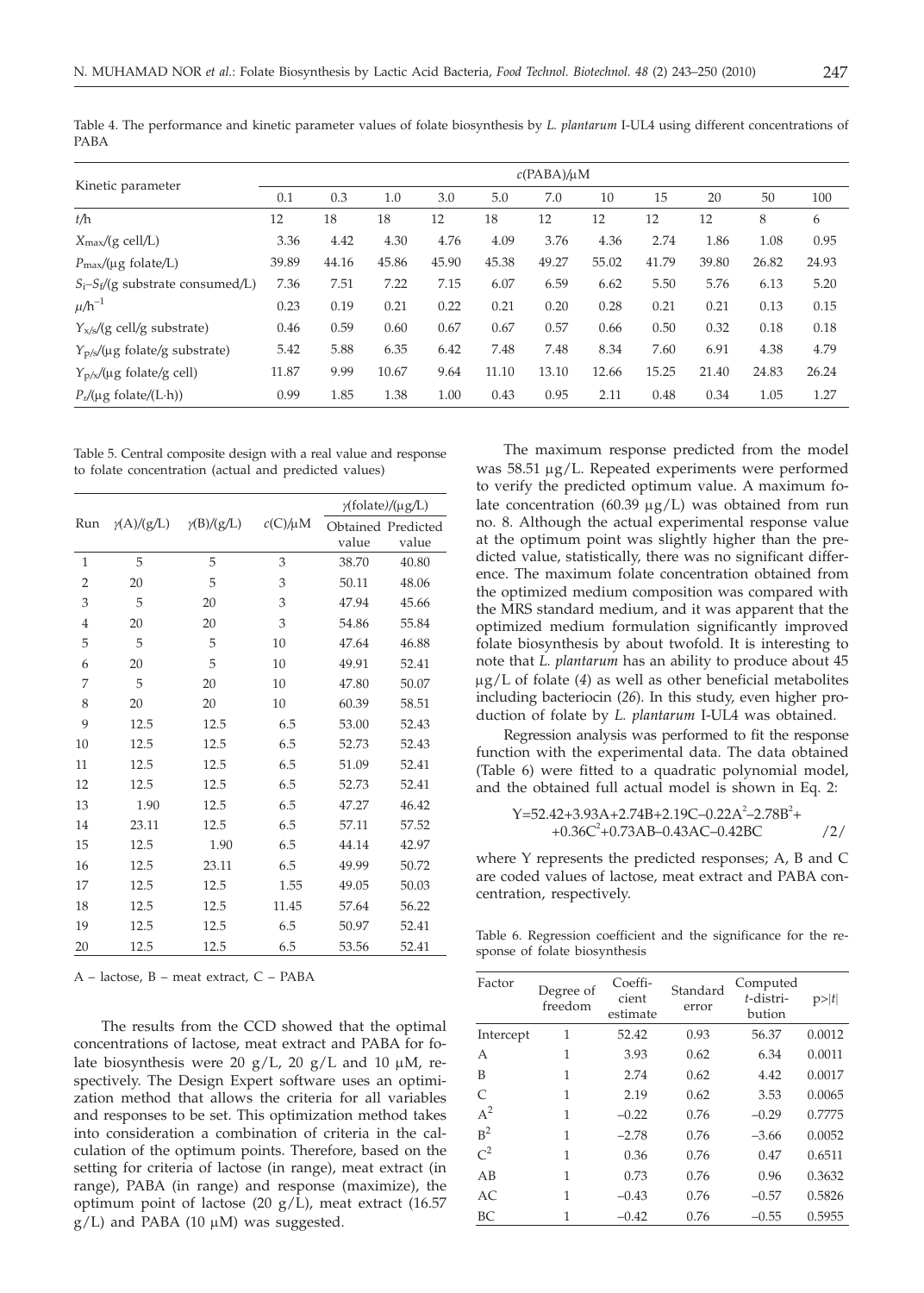Table 4. The performance and kinetic parameter values of folate biosynthesis by *L. plantarum* I-UL4 using different concentrations of PABA

| Kinetic parameter | $c$(PABA)/μM | | | | | | | | | | |
|---|---|---|---|---|---|---|---|---|---|---|---|
| | 0.1 | 0.3 | 1.0 | 3.0 | 5.0 | 7.0 | 10 | 15 | 20 | 50 | 100 |
| $t$/h | 12 | 18 | 18 | 12 | 18 | 12 | 12 | 12 | 12 | 8 | 6 |
| $X_{max}$/(g cell/L) | 3.36 | 4.42 | 4.30 | 4.76 | 4.09 | 3.76 | 4.36 | 2.74 | 1.86 | 1.08 | 0.95 |
| $P_{max}$/(μg folate/L) | 39.89 | 44.16 | 45.86 | 45.90 | 45.38 | 49.27 | 55.02 | 41.79 | 39.80 | 26.82 | 24.93 |
| $S_i$–$S_f$/(g substrate consumed/L) | 7.36 | 7.51 | 7.22 | 7.15 | 6.07 | 6.59 | 6.62 | 5.50 | 5.76 | 6.13 | 5.20 |
| $\mu$/h$^{-1}$ | 0.23 | 0.19 | 0.21 | 0.22 | 0.21 | 0.20 | 0.28 | 0.21 | 0.21 | 0.13 | 0.15 |
| $Y_{x/s}$/(g cell/g substrate) | 0.46 | 0.59 | 0.60 | 0.67 | 0.67 | 0.57 | 0.66 | 0.50 | 0.32 | 0.18 | 0.18 |
| $Y_{p/s}$/(μg folate/g substrate) | 5.42 | 5.88 | 6.35 | 6.42 | 7.48 | 7.48 | 8.34 | 7.60 | 6.91 | 4.38 | 4.79 |
| $Y_{p/x}$/(μg folate/g cell) | 11.87 | 9.99 | 10.67 | 9.64 | 11.10 | 13.10 | 12.66 | 15.25 | 21.40 | 24.83 | 26.24 |
| $P_r$/(μg folate/(L·h)) | 0.99 | 1.85 | 1.38 | 1.00 | 0.43 | 0.95 | 2.11 | 0.48 | 0.34 | 1.05 | 1.27 |

Table 5. Central composite design with a real value and response to folate concentration (actual and predicted values)

| Run | $\gamma$(A)/(g/L) | $\gamma$(B)/(g/L) | $c$(C)/μM | $\gamma$(folate)/(μg/L) | |
|---|---|---|---|---|---|
| | | | | Obtained value | Predicted value |
| 1 | 5 | 5 | 3 | 38.70 | 40.80 |
| 2 | 20 | 5 | 3 | 50.11 | 48.06 |
| 3 | 5 | 20 | 3 | 47.94 | 45.66 |
| 4 | 20 | 20 | 3 | 54.86 | 55.84 |
| 5 | 5 | 5 | 10 | 47.64 | 46.88 |
| 6 | 20 | 5 | 10 | 49.91 | 52.41 |
| 7 | 5 | 20 | 10 | 47.80 | 50.07 |
| 8 | 20 | 20 | 10 | 60.39 | 58.51 |
| 9 | 12.5 | 12.5 | 6.5 | 53.00 | 52.43 |
| 10 | 12.5 | 12.5 | 6.5 | 52.73 | 52.43 |
| 11 | 12.5 | 12.5 | 6.5 | 51.09 | 52.41 |
| 12 | 12.5 | 12.5 | 6.5 | 52.73 | 52.41 |
| 13 | 1.90 | 12.5 | 6.5 | 47.27 | 46.42 |
| 14 | 23.11 | 12.5 | 6.5 | 57.11 | 57.52 |
| 15 | 12.5 | 1.90 | 6.5 | 44.14 | 42.97 |
| 16 | 12.5 | 23.11 | 6.5 | 49.99 | 50.72 |
| 17 | 12.5 | 12.5 | 1.55 | 49.05 | 50.03 |
| 18 | 12.5 | 12.5 | 11.45 | 57.64 | 56.22 |
| 19 | 12.5 | 12.5 | 6.5 | 50.97 | 52.41 |
| 20 | 12.5 | 12.5 | 6.5 | 53.56 | 52.41 |

A – lactose, B – meat extract, C – PABA

The results from the CCD showed that the optimal concentrations of lactose, meat extract and PABA for folate biosynthesis were 20 g/L, 20 g/L and 10 μM, respectively. The Design Expert software uses an optimization method that allows the criteria for all variables and responses to be set. This optimization method takes into consideration a combination of criteria in the calculation of the optimum points. Therefore, based on the setting for criteria of lactose (in range), meat extract (in range), PABA (in range) and response (maximize), the optimum point of lactose (20 g/L), meat extract (16.57 g/L) and PABA (10 μM) was suggested.

The maximum response predicted from the model was 58.51 μg/L. Repeated experiments were performed to verify the predicted optimum value. A maximum folate concentration (60.39 μg/L) was obtained from run no. 8. Although the actual experimental response value at the optimum point was slightly higher than the predicted value, statistically, there was no significant difference. The maximum folate concentration obtained from the optimized medium composition was compared with the MRS standard medium, and it was apparent that the optimized medium formulation significantly improved folate biosynthesis by about twofold. It is interesting to note that *L. plantarum* has an ability to produce about 45 μg/L of folate (*4*) as well as other beneficial metabolites including bacteriocin (*26*). In this study, even higher production of folate by *L. plantarum* I-UL4 was obtained.

Regression analysis was performed to fit the response function with the experimental data. The data obtained (Table 6) were fitted to a quadratic polynomial model, and the obtained full actual model is shown in Eq. 2:

$$Y=52.42+3.93A+2.74B+2.19C-0.22A^2-2.78B^2+0.36C^2+0.73AB-0.43AC-0.42BC \qquad /2/$$

where Y represents the predicted responses; A, B and C are coded values of lactose, meat extract and PABA concentration, respectively.

Table 6. Regression coefficient and the significance for the response of folate biosynthesis

| Factor | Degree of freedom | Coefficient estimate | Standard error | Computed $t$-distribution | p>\|$t$\| |
|---|---|---|---|---|---|
| Intercept | 1 | 52.42 | 0.93 | 56.37 | 0.0012 |
| A | 1 | 3.93 | 0.62 | 6.34 | 0.0011 |
| B | 1 | 2.74 | 0.62 | 4.42 | 0.0017 |
| C | 1 | 2.19 | 0.62 | 3.53 | 0.0065 |
| $A^2$ | 1 | –0.22 | 0.76 | –0.29 | 0.7775 |
| $B^2$ | 1 | –2.78 | 0.76 | –3.66 | 0.0052 |
| $C^2$ | 1 | 0.36 | 0.76 | 0.47 | 0.6511 |
| AB | 1 | 0.73 | 0.76 | 0.96 | 0.3632 |
| AC | 1 | –0.43 | 0.76 | –0.57 | 0.5826 |
| BC | 1 | –0.42 | 0.76 | –0.55 | 0.5955 |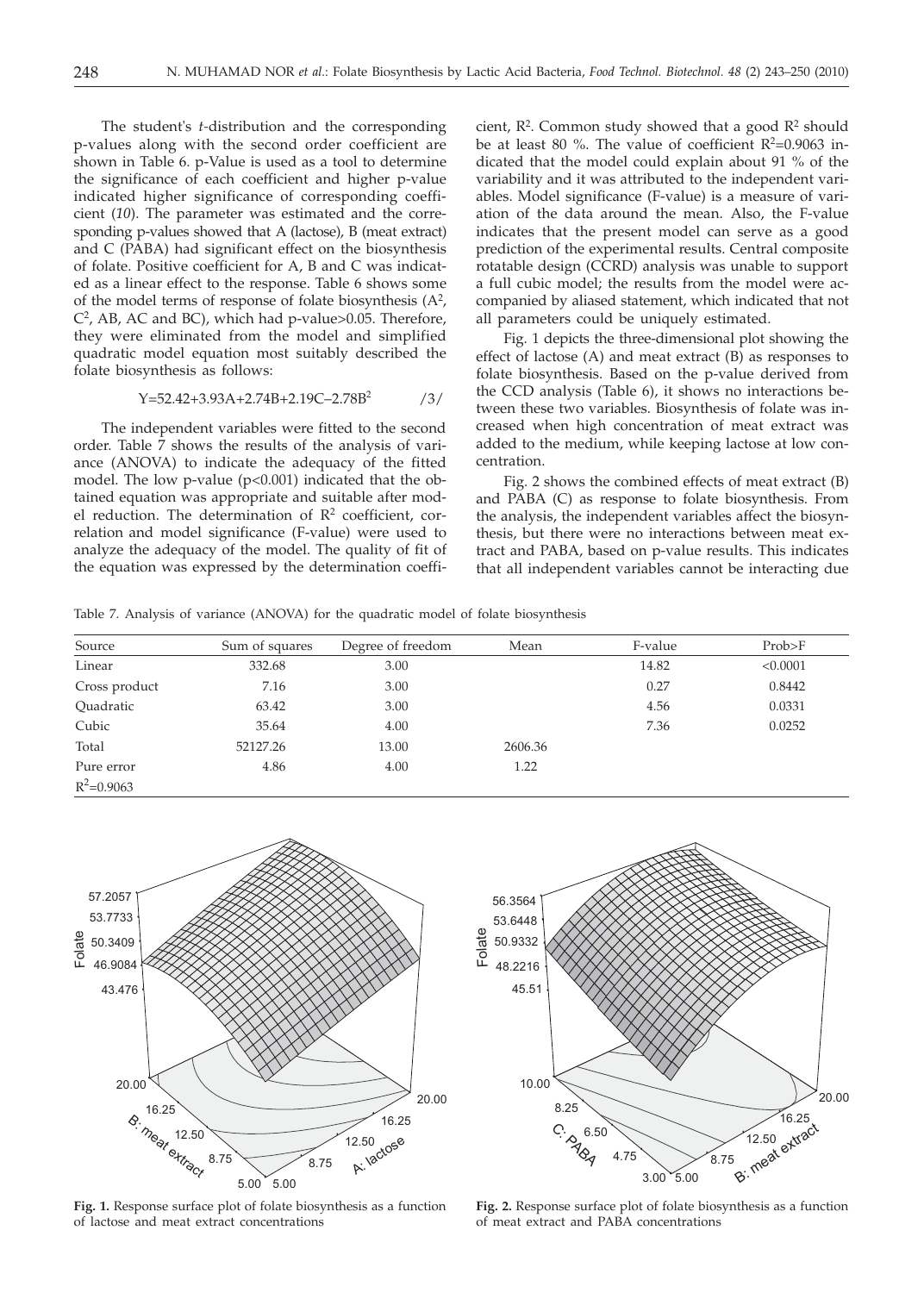The student's *t*-distribution and the corresponding p-values along with the second order coefficient are shown in Table 6. p-Value is used as a tool to determine the significance of each coefficient and higher p-value indicated higher significance of corresponding coefficient (*10*). The parameter was estimated and the corresponding p-values showed that A (lactose), B (meat extract) and C (PABA) had significant effect on the biosynthesis of folate. Positive coefficient for A, B and C was indicated as a linear effect to the response. Table 6 shows some of the model terms of response of folate biosynthesis ($A^2$, $C^2$, AB, AC and BC), which had p-value>0.05. Therefore, they were eliminated from the model and simplified quadratic model equation most suitably described the folate biosynthesis as follows:

$$Y=52.42+3.93A+2.74B+2.19C-2.78B^2 \qquad /3/$$

The independent variables were fitted to the second order. Table 7 shows the results of the analysis of variance (ANOVA) to indicate the adequacy of the fitted model. The low p-value ($p<0.001$) indicated that the obtained equation was appropriate and suitable after model reduction. The determination of $R^2$ coefficient, correlation and model significance (F-value) were used to analyze the adequacy of the model. The quality of fit of the equation was expressed by the determination coefficient, $R^2$. Common study showed that a good $R^2$ should be at least 80 %. The value of coefficient $R^2=0.9063$ indicated that the model could explain about 91 % of the variability and it was attributed to the independent variables. Model significance (F-value) is a measure of variation of the data around the mean. Also, the F-value indicates that the present model can serve as a good prediction of the experimental results. Central composite rotatable design (CCRD) analysis was unable to support a full cubic model; the results from the model were accompanied by aliased statement, which indicated that not all parameters could be uniquely estimated.

Fig. 1 depicts the three-dimensional plot showing the effect of lactose (A) and meat extract (B) as responses to folate biosynthesis. Based on the p-value derived from the CCD analysis (Table 6), it shows no interactions between these two variables. Biosynthesis of folate was increased when high concentration of meat extract was added to the medium, while keeping lactose at low concentration.

Fig. 2 shows the combined effects of meat extract (B) and PABA (C) as response to folate biosynthesis. From the analysis, the independent variables affect the biosynthesis, but there were no interactions between meat extract and PABA, based on p-value results. This indicates that all independent variables cannot be interacting due

Table 7. Analysis of variance (ANOVA) for the quadratic model of folate biosynthesis

| Source | Sum of squares | Degree of freedom | Mean | F-value | Prob>F |
|---|---|---|---|---|---|
| Linear | 332.68 | 3.00 | | 14.82 | <0.0001 |
| Cross product | 7.16 | 3.00 | | 0.27 | 0.8442 |
| Quadratic | 63.42 | 3.00 | | 4.56 | 0.0331 |
| Cubic | 35.64 | 4.00 | | 7.36 | 0.0252 |
| Total | 52127.26 | 13.00 | 2606.36 | | |
| Pure error | 4.86 | 4.00 | 1.22 | | |
| $R^2=0.9063$ | | | | | |

**Fig. 1.** Response surface plot of folate biosynthesis as a function of lactose and meat extract concentrations

**Fig. 2.** Response surface plot of folate biosynthesis as a function of meat extract and PABA concentrations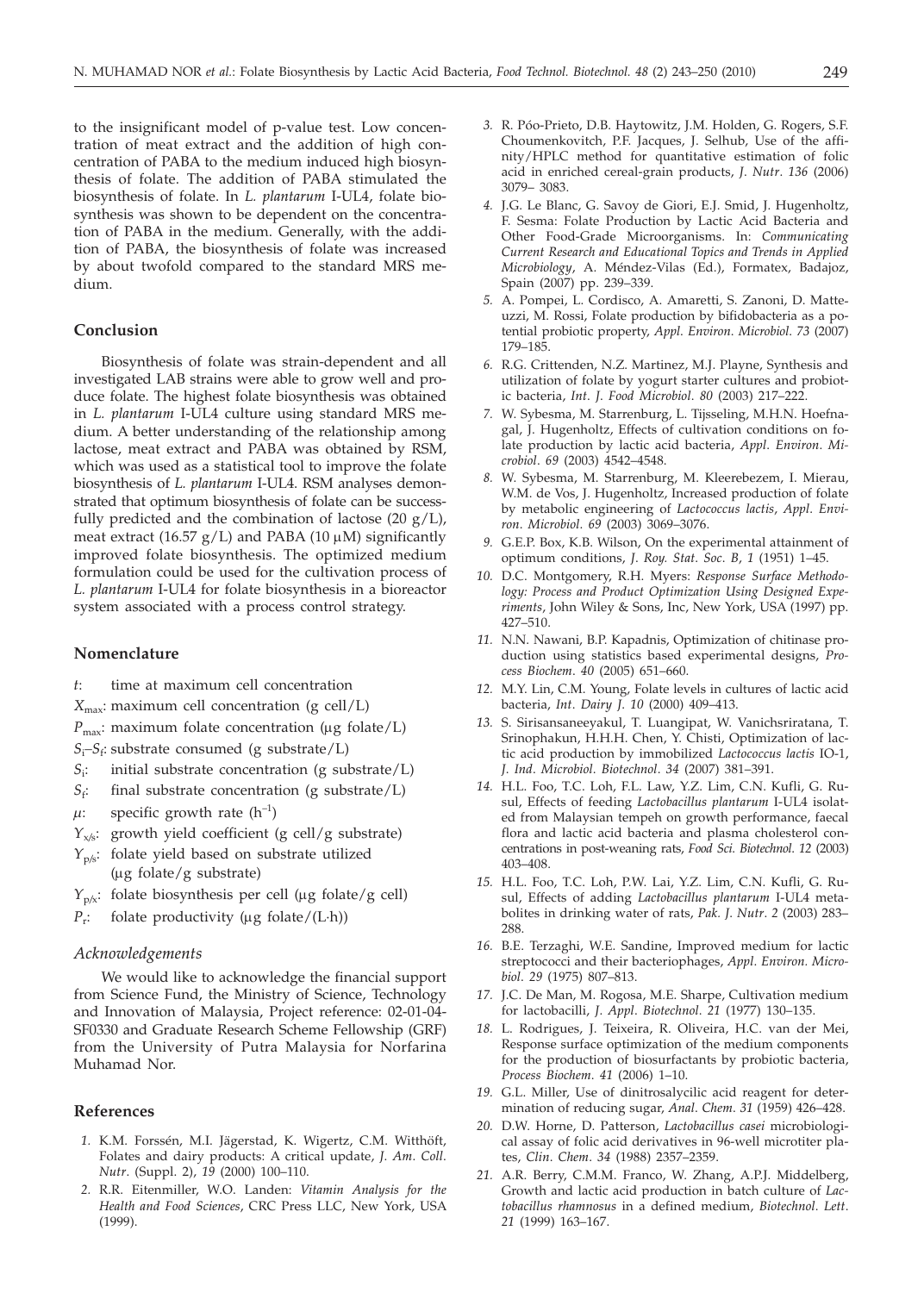to the insignificant model of p-value test. Low concentration of meat extract and the addition of high concentration of PABA to the medium induced high biosynthesis of folate. The addition of PABA stimulated the biosynthesis of folate. In *L. plantarum* I-UL4, folate biosynthesis was shown to be dependent on the concentration of PABA in the medium. Generally, with the addition of PABA, the biosynthesis of folate was increased by about twofold compared to the standard MRS medium.

## Conclusion

Biosynthesis of folate was strain-dependent and all investigated LAB strains were able to grow well and produce folate. The highest folate biosynthesis was obtained in *L. plantarum* I-UL4 culture using standard MRS medium. A better understanding of the relationship among lactose, meat extract and PABA was obtained by RSM, which was used as a statistical tool to improve the folate biosynthesis of *L. plantarum* I-UL4. RSM analyses demonstrated that optimum biosynthesis of folate can be successfully predicted and the combination of lactose (20 g/L), meat extract (16.57 g/L) and PABA (10 μM) significantly improved folate biosynthesis. The optimized medium formulation could be used for the cultivation process of *L. plantarum* I-UL4 for folate biosynthesis in a bioreactor system associated with a process control strategy.

## Nomenclature

$t$: time at maximum cell concentration

$X_{max}$: maximum cell concentration (g cell/L)

$P_{max}$: maximum folate concentration (μg folate/L)

$S_i$–$S_f$: substrate consumed (g substrate/L)

$S_i$: initial substrate concentration (g substrate/L)

$S_f$: final substrate concentration (g substrate/L)

$\mu$: specific growth rate ($h^{-1}$)

$Y_{x/s}$: growth yield coefficient (g cell/g substrate)

$Y_{p/s}$: folate yield based on substrate utilized (μg folate/g substrate)

$Y_{p/x}$: folate biosynthesis per cell (μg folate/g cell)

$P_r$: folate productivity (μg folate/(L·h))

### *Acknowledgements*

We would like to acknowledge the financial support from Science Fund, the Ministry of Science, Technology and Innovation of Malaysia, Project reference: 02-01-04-SF0330 and Graduate Research Scheme Fellowship (GRF) from the University of Putra Malaysia for Norfarina Muhamad Nor.

## References

1. K.M. Forssén, M.I. Jägerstad, K. Wigertz, C.M. Witthöft, Folates and dairy products: A critical update, *J. Am. Coll. Nutr.* (Suppl. 2), *19* (2000) 100–110.
2. R.R. Eitenmiller, W.O. Landen: *Vitamin Analysis for the Health and Food Sciences*, CRC Press LLC, New York, USA (1999).
3. R. Póo-Prieto, D.B. Haytowitz, J.M. Holden, G. Rogers, S.F. Choumenkovitch, P.F. Jacques, J. Selhub, Use of the affinity/HPLC method for quantitative estimation of folic acid in enriched cereal-grain products, *J. Nutr. 136* (2006) 3079– 3083.
4. J.G. Le Blanc, G. Savoy de Giori, E.J. Smid, J. Hugenholtz, F. Sesma: Folate Production by Lactic Acid Bacteria and Other Food-Grade Microorganisms. In: *Communicating Current Research and Educational Topics and Trends in Applied Microbiology*, A. Méndez-Vilas (Ed.), Formatex, Badajoz, Spain (2007) pp. 239–339.
5. A. Pompei, L. Cordisco, A. Amaretti, S. Zanoni, D. Matteuzzi, M. Rossi, Folate production by bifidobacteria as a potential probiotic property, *Appl. Environ. Microbiol. 73* (2007) 179–185.
6. R.G. Crittenden, N.Z. Martinez, M.J. Playne, Synthesis and utilization of folate by yogurt starter cultures and probiotic bacteria, *Int. J. Food Microbiol. 80* (2003) 217–222.
7. W. Sybesma, M. Starrenburg, L. Tijsseling, M.H.N. Hoefnagal, J. Hugenholtz, Effects of cultivation conditions on folate production by lactic acid bacteria, *Appl. Environ. Microbiol. 69* (2003) 4542–4548.
8. W. Sybesma, M. Starrenburg, M. Kleerebezem, I. Mierau, W.M. de Vos, J. Hugenholtz, Increased production of folate by metabolic engineering of *Lactococcus lactis*, *Appl. Environ. Microbiol. 69* (2003) 3069–3076.
9. G.E.P. Box, K.B. Wilson, On the experimental attainment of optimum conditions, *J. Roy. Stat. Soc. B*, *1* (1951) 1–45.
10. D.C. Montgomery, R.H. Myers: *Response Surface Methodology: Process and Product Optimization Using Designed Experiments*, John Wiley & Sons, Inc, New York, USA (1997) pp. 427–510.
11. N.N. Nawani, B.P. Kapadnis, Optimization of chitinase production using statistics based experimental designs, *Process Biochem. 40* (2005) 651–660.
12. M.Y. Lin, C.M. Young, Folate levels in cultures of lactic acid bacteria, *Int. Dairy J. 10* (2000) 409–413.
13. S. Sirisansaneeyakul, T. Luangipat, W. Vanichsriratana, T. Srinophakun, H.H.H. Chen, Y. Chisti, Optimization of lactic acid production by immobilized *Lactococcus lactis* IO-1, *J. Ind. Microbiol. Biotechnol. 34* (2007) 381–391.
14. H.L. Foo, T.C. Loh, F.L. Law, Y.Z. Lim, C.N. Kufli, G. Rusul, Effects of feeding *Lactobacillus plantarum* I-UL4 isolated from Malaysian tempeh on growth performance, faecal flora and lactic acid bacteria and plasma cholesterol concentrations in post-weaning rats, *Food Sci. Biotechnol. 12* (2003) 403–408.
15. H.L. Foo, T.C. Loh, P.W. Lai, Y.Z. Lim, C.N. Kufli, G. Rusul, Effects of adding *Lactobacillus plantarum* I-UL4 metabolites in drinking water of rats, *Pak. J. Nutr. 2* (2003) 283–288.
16. B.E. Terzaghi, W.E. Sandine, Improved medium for lactic streptococci and their bacteriophages, *Appl. Environ. Microbiol. 29* (1975) 807–813.
17. J.C. De Man, M. Rogosa, M.E. Sharpe, Cultivation medium for lactobacilli, *J. Appl. Biotechnol. 21* (1977) 130–135.
18. L. Rodrigues, J. Teixeira, R. Oliveira, H.C. van der Mei, Response surface optimization of the medium components for the production of biosurfactants by probiotic bacteria, *Process Biochem. 41* (2006) 1–10.
19. G.L. Miller, Use of dinitrosalycilic acid reagent for determination of reducing sugar, *Anal. Chem. 31* (1959) 426–428.
20. D.W. Horne, D. Patterson, *Lactobacillus casei* microbiological assay of folic acid derivatives in 96-well microtiter plates, *Clin. Chem. 34* (1988) 2357–2359.
21. A.R. Berry, C.M.M. Franco, W. Zhang, A.P.J. Middelberg, Growth and lactic acid production in batch culture of *Lactobacillus rhamnosus* in a defined medium, *Biotechnol. Lett. 21* (1999) 163–167.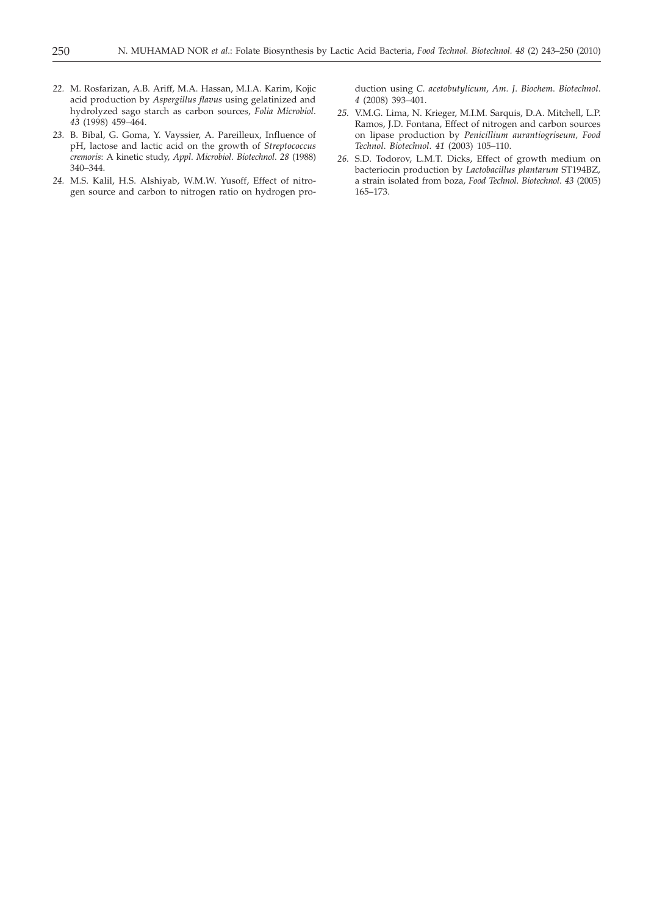22. M. Rosfarizan, A.B. Ariff, M.A. Hassan, M.I.A. Karim, Kojic acid production by *Aspergillus flavus* using gelatinized and hydrolyzed sago starch as carbon sources, *Folia Microbiol. 43* (1998) 459–464.

23. B. Bibal, G. Goma, Y. Vayssier, A. Pareilleux, Influence of pH, lactose and lactic acid on the growth of *Streptococcus cremoris*: A kinetic study, *Appl. Microbiol. Biotechnol. 28* (1988) 340–344.

24. M.S. Kalil, H.S. Alshiyab, W.M.W. Yusoff, Effect of nitrogen source and carbon to nitrogen ratio on hydrogen production using *C. acetobutylicum*, *Am. J. Biochem. Biotechnol. 4* (2008) 393–401.

25. V.M.G. Lima, N. Krieger, M.I.M. Sarquis, D.A. Mitchell, L.P. Ramos, J.D. Fontana, Effect of nitrogen and carbon sources on lipase production by *Penicillium aurantiogriseum*, *Food Technol. Biotechnol. 41* (2003) 105–110.

26. S.D. Todorov, L.M.T. Dicks, Effect of growth medium on bacteriocin production by *Lactobacillus plantarum* ST194BZ, a strain isolated from boza, *Food Technol. Biotechnol. 43* (2005) 165–173.